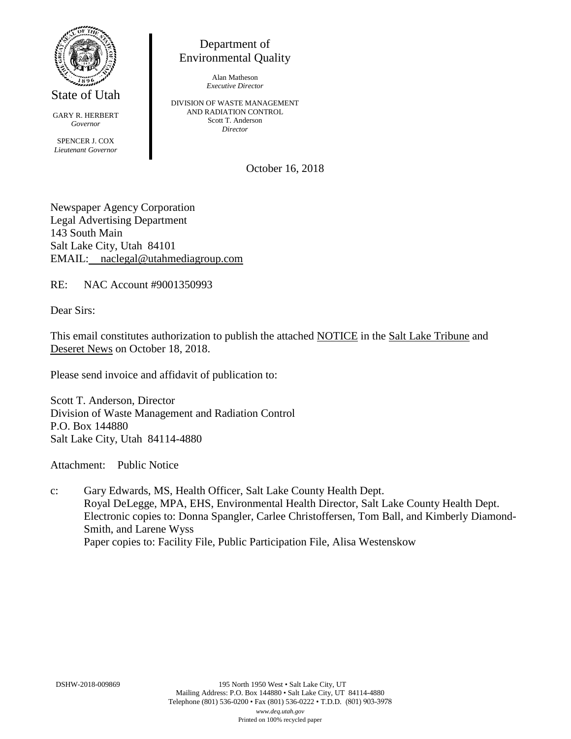State of Utah

GARY R. HERBERT
*Governor*

SPENCER J. COX
*Lieutenant Governor*

Department of
Environmental Quality

Alan Matheson
*Executive Director*

DIVISION OF WASTE MANAGEMENT
AND RADIATION CONTROL
Scott T. Anderson
*Director*

October 16, 2018

Newspaper Agency Corporation
Legal Advertising Department
143 South Main
Salt Lake City, Utah 84101
EMAIL: naclegal@utahmediagroup.com

RE: NAC Account #9001350993

Dear Sirs:

This email constitutes authorization to publish the attached NOTICE in the Salt Lake Tribune and Deseret News on October 18, 2018.

Please send invoice and affidavit of publication to:

Scott T. Anderson, Director
Division of Waste Management and Radiation Control
P.O. Box 144880
Salt Lake City, Utah 84114-4880

Attachment: Public Notice

c: Gary Edwards, MS, Health Officer, Salt Lake County Health Dept.
Royal DeLegge, MPA, EHS, Environmental Health Director, Salt Lake County Health Dept.
Electronic copies to: Donna Spangler, Carlee Christoffersen, Tom Ball, and Kimberly Diamond-Smith, and Larene Wyss
Paper copies to: Facility File, Public Participation File, Alisa Westenskow

DSHW-2018-009869

195 North 1950 West • Salt Lake City, UT
Mailing Address: P.O. Box 144880 • Salt Lake City, UT 84114-4880
Telephone (801) 536-0200 • Fax (801) 536-0222 • T.D.D. (801) 903-3978
*www.deq.utah.gov*
Printed on 100% recycled paper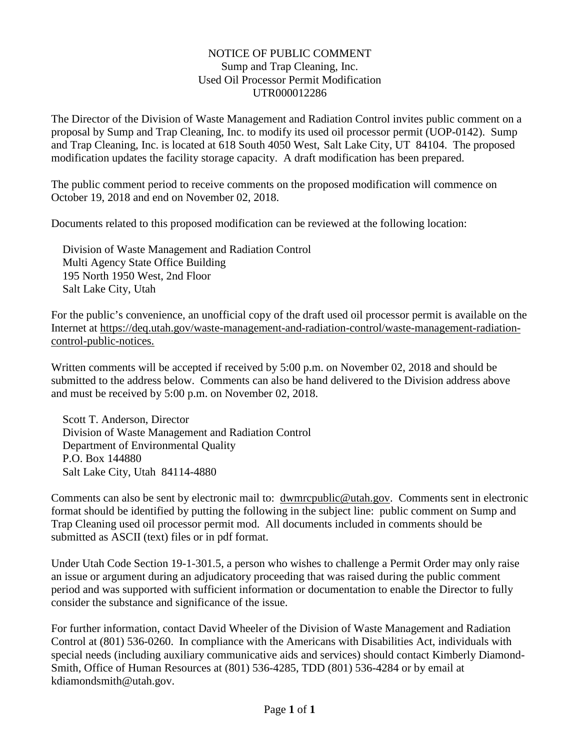# NOTICE OF PUBLIC COMMENT
Sump and Trap Cleaning, Inc.
Used Oil Processor Permit Modification
UTR000012286

The Director of the Division of Waste Management and Radiation Control invites public comment on a proposal by Sump and Trap Cleaning, Inc. to modify its used oil processor permit (UOP-0142). Sump and Trap Cleaning, Inc. is located at 618 South 4050 West, Salt Lake City, UT 84104. The proposed modification updates the facility storage capacity. A draft modification has been prepared.

The public comment period to receive comments on the proposed modification will commence on October 19, 2018 and end on November 02, 2018.

Documents related to this proposed modification can be reviewed at the following location:

Division of Waste Management and Radiation Control
Multi Agency State Office Building
195 North 1950 West, 2nd Floor
Salt Lake City, Utah

For the public's convenience, an unofficial copy of the draft used oil processor permit is available on the Internet at https://deq.utah.gov/waste-management-and-radiation-control/waste-management-radiation-control-public-notices.

Written comments will be accepted if received by 5:00 p.m. on November 02, 2018 and should be submitted to the address below. Comments can also be hand delivered to the Division address above and must be received by 5:00 p.m. on November 02, 2018.

Scott T. Anderson, Director
Division of Waste Management and Radiation Control
Department of Environmental Quality
P.O. Box 144880
Salt Lake City, Utah 84114-4880

Comments can also be sent by electronic mail to: dwmrcpublic@utah.gov. Comments sent in electronic format should be identified by putting the following in the subject line: public comment on Sump and Trap Cleaning used oil processor permit mod. All documents included in comments should be submitted as ASCII (text) files or in pdf format.

Under Utah Code Section 19-1-301.5, a person who wishes to challenge a Permit Order may only raise an issue or argument during an adjudicatory proceeding that was raised during the public comment period and was supported with sufficient information or documentation to enable the Director to fully consider the substance and significance of the issue.

For further information, contact David Wheeler of the Division of Waste Management and Radiation Control at (801) 536-0260. In compliance with the Americans with Disabilities Act, individuals with special needs (including auxiliary communicative aids and services) should contact Kimberly Diamond-Smith, Office of Human Resources at (801) 536-4285, TDD (801) 536-4284 or by email at kdiamondsmith@utah.gov.